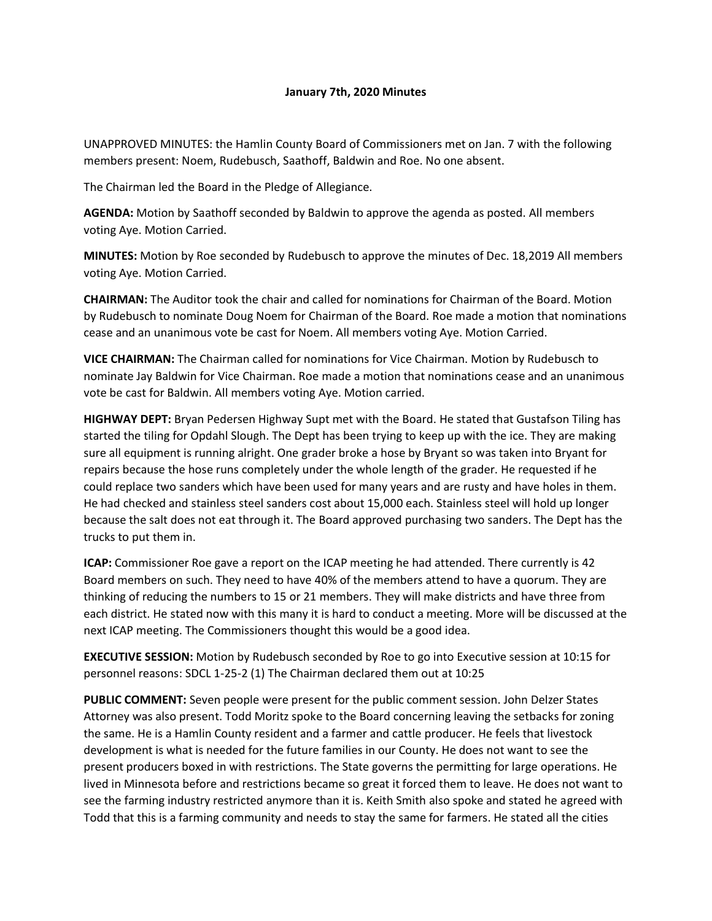**January 7th, 2020 Minutes**

UNAPPROVED MINUTES: the Hamlin County Board of Commissioners met on Jan. 7 with the following members present: Noem, Rudebusch, Saathoff, Baldwin and Roe. No one absent.

The Chairman led the Board in the Pledge of Allegiance.

**AGENDA:** Motion by Saathoff seconded by Baldwin to approve the agenda as posted. All members voting Aye. Motion Carried.

**MINUTES:** Motion by Roe seconded by Rudebusch to approve the minutes of Dec. 18,2019 All members voting Aye. Motion Carried.

**CHAIRMAN:** The Auditor took the chair and called for nominations for Chairman of the Board. Motion by Rudebusch to nominate Doug Noem for Chairman of the Board. Roe made a motion that nominations cease and an unanimous vote be cast for Noem. All members voting Aye. Motion Carried.

**VICE CHAIRMAN:** The Chairman called for nominations for Vice Chairman. Motion by Rudebusch to nominate Jay Baldwin for Vice Chairman. Roe made a motion that nominations cease and an unanimous vote be cast for Baldwin. All members voting Aye. Motion carried.

**HIGHWAY DEPT:** Bryan Pedersen Highway Supt met with the Board. He stated that Gustafson Tiling has started the tiling for Opdahl Slough. The Dept has been trying to keep up with the ice. They are making sure all equipment is running alright. One grader broke a hose by Bryant so was taken into Bryant for repairs because the hose runs completely under the whole length of the grader. He requested if he could replace two sanders which have been used for many years and are rusty and have holes in them. He had checked and stainless steel sanders cost about 15,000 each. Stainless steel will hold up longer because the salt does not eat through it. The Board approved purchasing two sanders. The Dept has the trucks to put them in.

**ICAP:** Commissioner Roe gave a report on the ICAP meeting he had attended. There currently is 42 Board members on such. They need to have 40% of the members attend to have a quorum. They are thinking of reducing the numbers to 15 or 21 members. They will make districts and have three from each district. He stated now with this many it is hard to conduct a meeting. More will be discussed at the next ICAP meeting. The Commissioners thought this would be a good idea.

**EXECUTIVE SESSION:** Motion by Rudebusch seconded by Roe to go into Executive session at 10:15 for personnel reasons: SDCL 1-25-2 (1) The Chairman declared them out at 10:25

**PUBLIC COMMENT:** Seven people were present for the public comment session. John Delzer States Attorney was also present. Todd Moritz spoke to the Board concerning leaving the setbacks for zoning the same. He is a Hamlin County resident and a farmer and cattle producer. He feels that livestock development is what is needed for the future families in our County. He does not want to see the present producers boxed in with restrictions. The State governs the permitting for large operations. He lived in Minnesota before and restrictions became so great it forced them to leave. He does not want to see the farming industry restricted anymore than it is. Keith Smith also spoke and stated he agreed with Todd that this is a farming community and needs to stay the same for farmers. He stated all the cities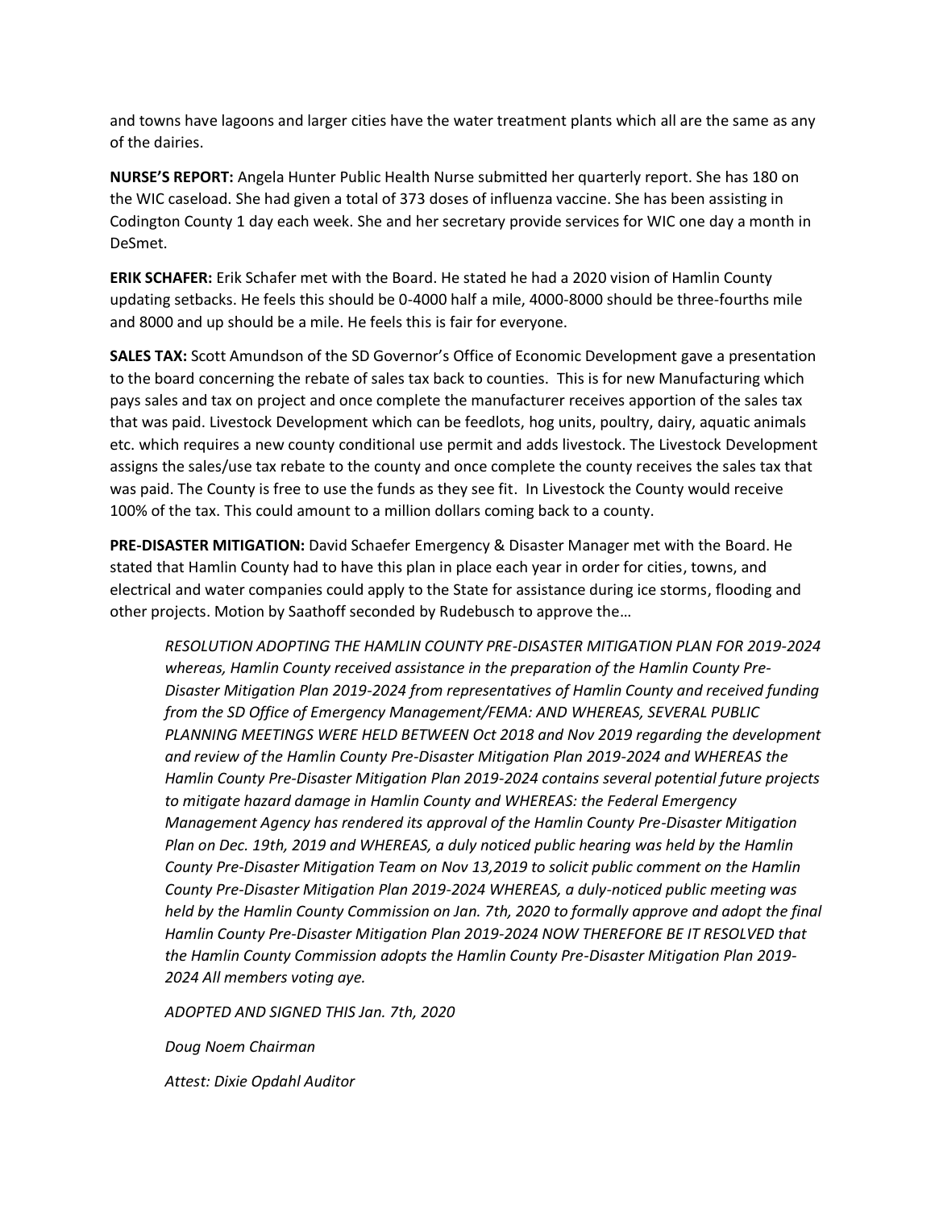and towns have lagoons and larger cities have the water treatment plants which all are the same as any of the dairies.

**NURSE'S REPORT:** Angela Hunter Public Health Nurse submitted her quarterly report. She has 180 on the WIC caseload. She had given a total of 373 doses of influenza vaccine. She has been assisting in Codington County 1 day each week. She and her secretary provide services for WIC one day a month in DeSmet.

**ERIK SCHAFER:** Erik Schafer met with the Board. He stated he had a 2020 vision of Hamlin County updating setbacks. He feels this should be 0-4000 half a mile, 4000-8000 should be three-fourths mile and 8000 and up should be a mile. He feels this is fair for everyone.

**SALES TAX:** Scott Amundson of the SD Governor's Office of Economic Development gave a presentation to the board concerning the rebate of sales tax back to counties. This is for new Manufacturing which pays sales and tax on project and once complete the manufacturer receives apportion of the sales tax that was paid. Livestock Development which can be feedlots, hog units, poultry, dairy, aquatic animals etc. which requires a new county conditional use permit and adds livestock. The Livestock Development assigns the sales/use tax rebate to the county and once complete the county receives the sales tax that was paid. The County is free to use the funds as they see fit. In Livestock the County would receive 100% of the tax. This could amount to a million dollars coming back to a county.

**PRE-DISASTER MITIGATION:** David Schaefer Emergency & Disaster Manager met with the Board. He stated that Hamlin County had to have this plan in place each year in order for cities, towns, and electrical and water companies could apply to the State for assistance during ice storms, flooding and other projects. Motion by Saathoff seconded by Rudebusch to approve the…

> *RESOLUTION ADOPTING THE HAMLIN COUNTY PRE-DISASTER MITIGATION PLAN FOR 2019-2024 whereas, Hamlin County received assistance in the preparation of the Hamlin County Pre-Disaster Mitigation Plan 2019-2024 from representatives of Hamlin County and received funding from the SD Office of Emergency Management/FEMA: AND WHEREAS, SEVERAL PUBLIC PLANNING MEETINGS WERE HELD BETWEEN Oct 2018 and Nov 2019 regarding the development and review of the Hamlin County Pre-Disaster Mitigation Plan 2019-2024 and WHEREAS the Hamlin County Pre-Disaster Mitigation Plan 2019-2024 contains several potential future projects to mitigate hazard damage in Hamlin County and WHEREAS: the Federal Emergency Management Agency has rendered its approval of the Hamlin County Pre-Disaster Mitigation Plan on Dec. 19th, 2019 and WHEREAS, a duly noticed public hearing was held by the Hamlin County Pre-Disaster Mitigation Team on Nov 13,2019 to solicit public comment on the Hamlin County Pre-Disaster Mitigation Plan 2019-2024 WHEREAS, a duly-noticed public meeting was held by the Hamlin County Commission on Jan. 7th, 2020 to formally approve and adopt the final Hamlin County Pre-Disaster Mitigation Plan 2019-2024 NOW THEREFORE BE IT RESOLVED that the Hamlin County Commission adopts the Hamlin County Pre-Disaster Mitigation Plan 2019-2024 All members voting aye.*
>
> *ADOPTED AND SIGNED THIS Jan. 7th, 2020*
>
> *Doug Noem Chairman*
>
> *Attest: Dixie Opdahl Auditor*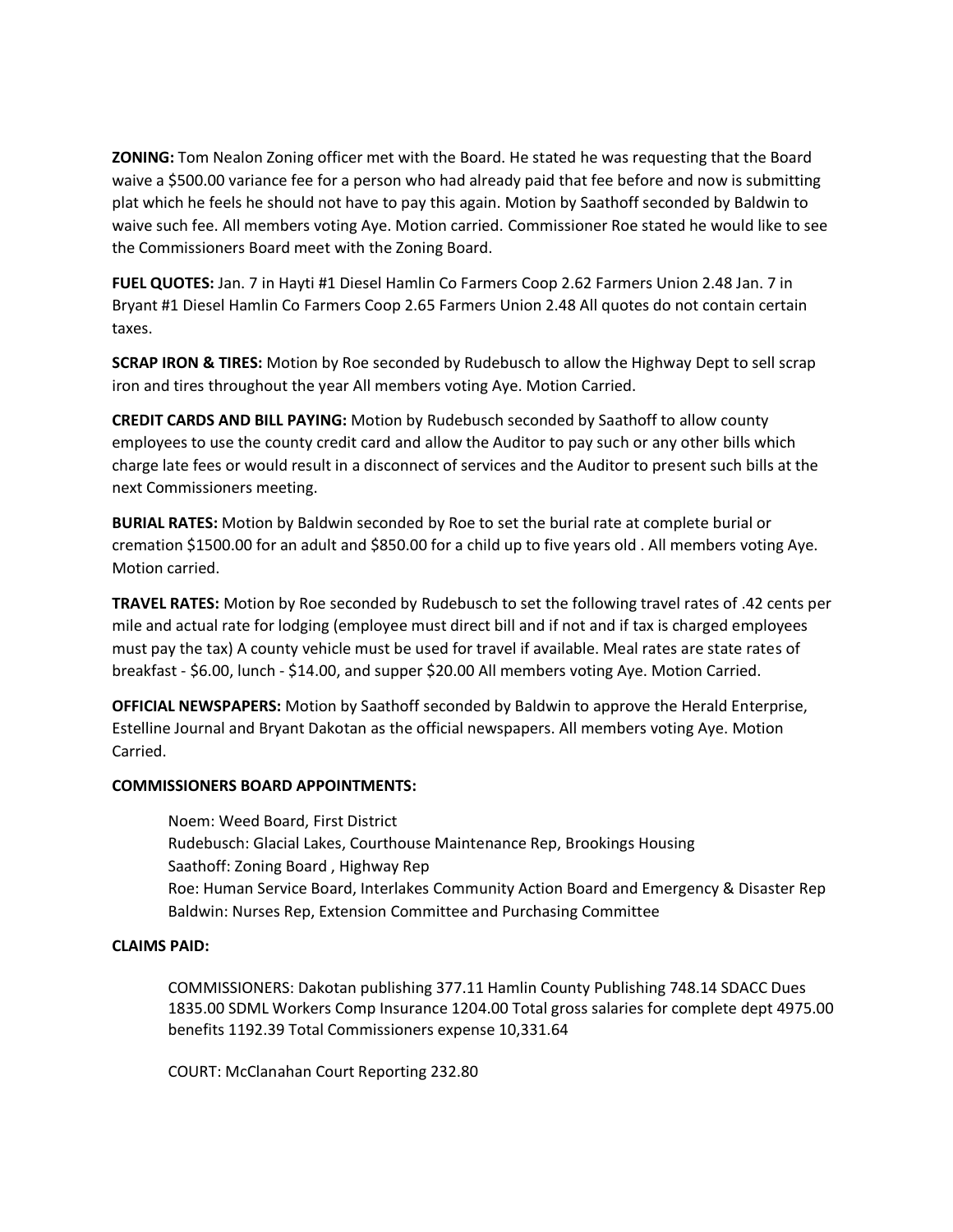**ZONING:** Tom Nealon Zoning officer met with the Board. He stated he was requesting that the Board waive a $500.00 variance fee for a person who had already paid that fee before and now is submitting plat which he feels he should not have to pay this again. Motion by Saathoff seconded by Baldwin to waive such fee. All members voting Aye. Motion carried. Commissioner Roe stated he would like to see the Commissioners Board meet with the Zoning Board.

**FUEL QUOTES:** Jan. 7 in Hayti #1 Diesel Hamlin Co Farmers Coop 2.62 Farmers Union 2.48 Jan. 7 in Bryant #1 Diesel Hamlin Co Farmers Coop 2.65 Farmers Union 2.48 All quotes do not contain certain taxes.

**SCRAP IRON & TIRES:** Motion by Roe seconded by Rudebusch to allow the Highway Dept to sell scrap iron and tires throughout the year All members voting Aye. Motion Carried.

**CREDIT CARDS AND BILL PAYING:** Motion by Rudebusch seconded by Saathoff to allow county employees to use the county credit card and allow the Auditor to pay such or any other bills which charge late fees or would result in a disconnect of services and the Auditor to present such bills at the next Commissioners meeting.

**BURIAL RATES:** Motion by Baldwin seconded by Roe to set the burial rate at complete burial or cremation $1500.00 for an adult and $850.00 for a child up to five years old . All members voting Aye. Motion carried.

**TRAVEL RATES:** Motion by Roe seconded by Rudebusch to set the following travel rates of .42 cents per mile and actual rate for lodging (employee must direct bill and if not and if tax is charged employees must pay the tax) A county vehicle must be used for travel if available. Meal rates are state rates of breakfast - $6.00, lunch - $14.00, and supper $20.00 All members voting Aye. Motion Carried.

**OFFICIAL NEWSPAPERS:** Motion by Saathoff seconded by Baldwin to approve the Herald Enterprise, Estelline Journal and Bryant Dakotan as the official newspapers. All members voting Aye. Motion Carried.

**COMMISSIONERS BOARD APPOINTMENTS:**

Noem: Weed Board, First District
Rudebusch: Glacial Lakes, Courthouse Maintenance Rep, Brookings Housing
Saathoff: Zoning Board , Highway Rep
Roe: Human Service Board, Interlakes Community Action Board and Emergency & Disaster Rep
Baldwin: Nurses Rep, Extension Committee and Purchasing Committee

**CLAIMS PAID:**

COMMISSIONERS: Dakotan publishing 377.11 Hamlin County Publishing 748.14 SDACC Dues 1835.00 SDML Workers Comp Insurance 1204.00 Total gross salaries for complete dept 4975.00 benefits 1192.39 Total Commissioners expense 10,331.64

COURT: McClanahan Court Reporting 232.80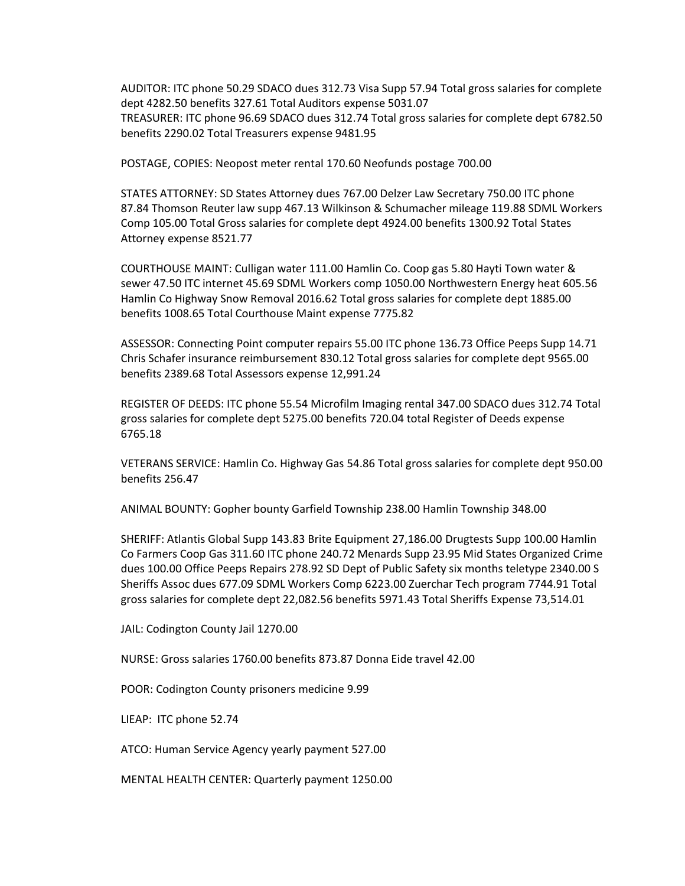AUDITOR: ITC phone 50.29 SDACO dues 312.73 Visa Supp 57.94 Total gross salaries for complete dept 4282.50 benefits 327.61 Total Auditors expense 5031.07
TREASURER: ITC phone 96.69 SDACO dues 312.74 Total gross salaries for complete dept 6782.50 benefits 2290.02 Total Treasurers expense 9481.95

POSTAGE, COPIES: Neopost meter rental 170.60 Neofunds postage 700.00

STATES ATTORNEY: SD States Attorney dues 767.00 Delzer Law Secretary 750.00 ITC phone 87.84 Thomson Reuter law supp 467.13 Wilkinson & Schumacher mileage 119.88 SDML Workers Comp 105.00 Total Gross salaries for complete dept 4924.00 benefits 1300.92 Total States Attorney expense 8521.77

COURTHOUSE MAINT: Culligan water 111.00 Hamlin Co. Coop gas 5.80 Hayti Town water & sewer 47.50 ITC internet 45.69 SDML Workers comp 1050.00 Northwestern Energy heat 605.56 Hamlin Co Highway Snow Removal 2016.62 Total gross salaries for complete dept 1885.00 benefits 1008.65 Total Courthouse Maint expense 7775.82

ASSESSOR: Connecting Point computer repairs 55.00 ITC phone 136.73 Office Peeps Supp 14.71 Chris Schafer insurance reimbursement 830.12 Total gross salaries for complete dept 9565.00 benefits 2389.68 Total Assessors expense 12,991.24

REGISTER OF DEEDS: ITC phone 55.54 Microfilm Imaging rental 347.00 SDACO dues 312.74 Total gross salaries for complete dept 5275.00 benefits 720.04 total Register of Deeds expense 6765.18

VETERANS SERVICE: Hamlin Co. Highway Gas 54.86 Total gross salaries for complete dept 950.00 benefits 256.47

ANIMAL BOUNTY: Gopher bounty Garfield Township 238.00 Hamlin Township 348.00

SHERIFF: Atlantis Global Supp 143.83 Brite Equipment 27,186.00 Drugtests Supp 100.00 Hamlin Co Farmers Coop Gas 311.60 ITC phone 240.72 Menards Supp 23.95 Mid States Organized Crime dues 100.00 Office Peeps Repairs 278.92 SD Dept of Public Safety six months teletype 2340.00 S Sheriffs Assoc dues 677.09 SDML Workers Comp 6223.00 Zuerchar Tech program 7744.91 Total gross salaries for complete dept 22,082.56 benefits 5971.43 Total Sheriffs Expense 73,514.01

JAIL: Codington County Jail 1270.00

NURSE: Gross salaries 1760.00 benefits 873.87 Donna Eide travel 42.00

POOR: Codington County prisoners medicine 9.99

LIEAP: ITC phone 52.74

ATCO: Human Service Agency yearly payment 527.00

MENTAL HEALTH CENTER: Quarterly payment 1250.00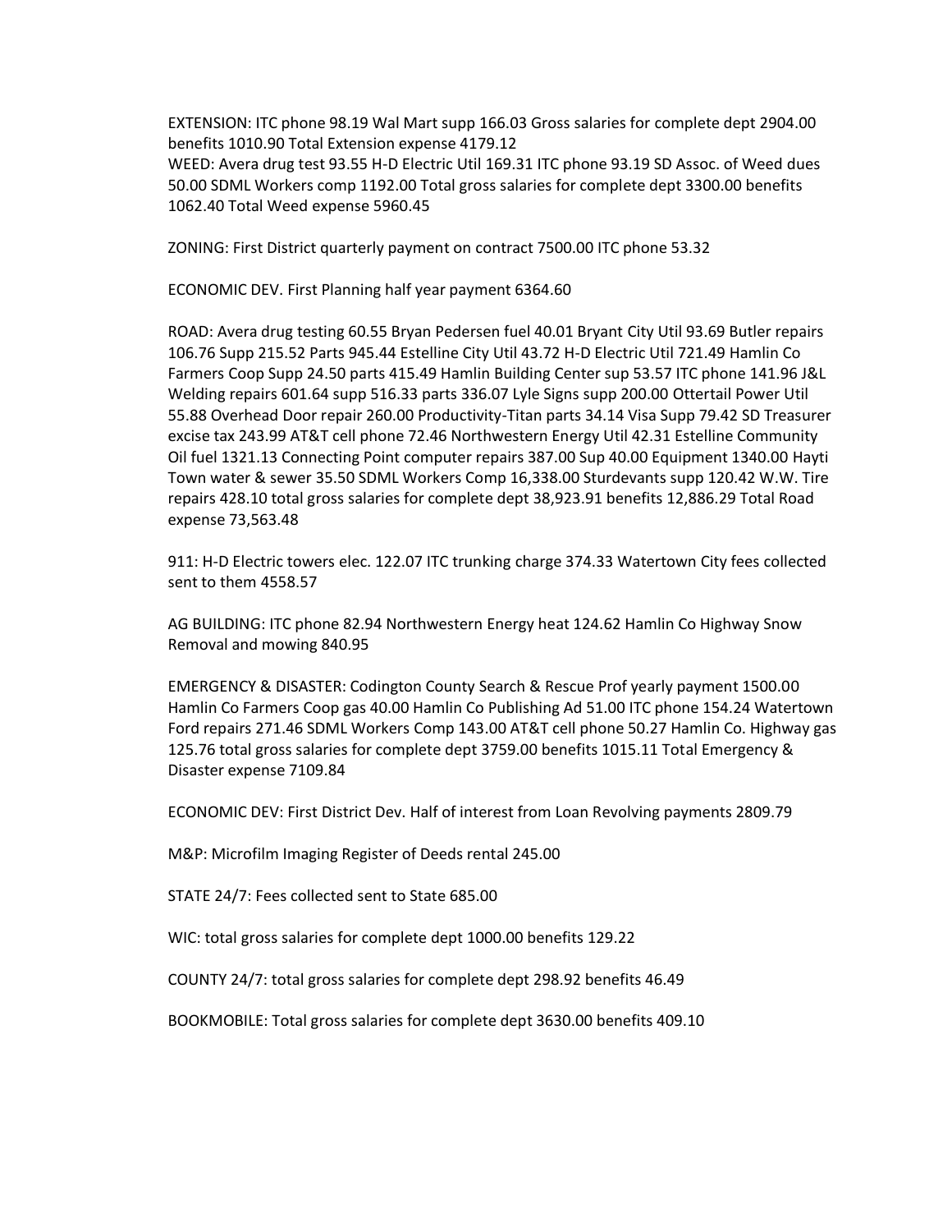EXTENSION: ITC phone 98.19 Wal Mart supp 166.03 Gross salaries for complete dept 2904.00 benefits 1010.90 Total Extension expense 4179.12
WEED: Avera drug test 93.55 H-D Electric Util 169.31 ITC phone 93.19 SD Assoc. of Weed dues 50.00 SDML Workers comp 1192.00 Total gross salaries for complete dept 3300.00 benefits 1062.40 Total Weed expense 5960.45

ZONING: First District quarterly payment on contract 7500.00 ITC phone 53.32

ECONOMIC DEV. First Planning half year payment 6364.60

ROAD: Avera drug testing 60.55 Bryan Pedersen fuel 40.01 Bryant City Util 93.69 Butler repairs 106.76 Supp 215.52 Parts 945.44 Estelline City Util 43.72 H-D Electric Util 721.49 Hamlin Co Farmers Coop Supp 24.50 parts 415.49 Hamlin Building Center sup 53.57 ITC phone 141.96 J&L Welding repairs 601.64 supp 516.33 parts 336.07 Lyle Signs supp 200.00 Ottertail Power Util 55.88 Overhead Door repair 260.00 Productivity-Titan parts 34.14 Visa Supp 79.42 SD Treasurer excise tax 243.99 AT&T cell phone 72.46 Northwestern Energy Util 42.31 Estelline Community Oil fuel 1321.13 Connecting Point computer repairs 387.00 Sup 40.00 Equipment 1340.00 Hayti Town water & sewer 35.50 SDML Workers Comp 16,338.00 Sturdevants supp 120.42 W.W. Tire repairs 428.10 total gross salaries for complete dept 38,923.91 benefits 12,886.29 Total Road expense 73,563.48

911: H-D Electric towers elec. 122.07 ITC trunking charge 374.33 Watertown City fees collected sent to them 4558.57

AG BUILDING: ITC phone 82.94 Northwestern Energy heat 124.62 Hamlin Co Highway Snow Removal and mowing 840.95

EMERGENCY & DISASTER: Codington County Search & Rescue Prof yearly payment 1500.00 Hamlin Co Farmers Coop gas 40.00 Hamlin Co Publishing Ad 51.00 ITC phone 154.24 Watertown Ford repairs 271.46 SDML Workers Comp 143.00 AT&T cell phone 50.27 Hamlin Co. Highway gas 125.76 total gross salaries for complete dept 3759.00 benefits 1015.11 Total Emergency & Disaster expense 7109.84

ECONOMIC DEV: First District Dev. Half of interest from Loan Revolving payments 2809.79

M&P: Microfilm Imaging Register of Deeds rental 245.00

STATE 24/7: Fees collected sent to State 685.00

WIC: total gross salaries for complete dept 1000.00 benefits 129.22

COUNTY 24/7: total gross salaries for complete dept 298.92 benefits 46.49

BOOKMOBILE: Total gross salaries for complete dept 3630.00 benefits 409.10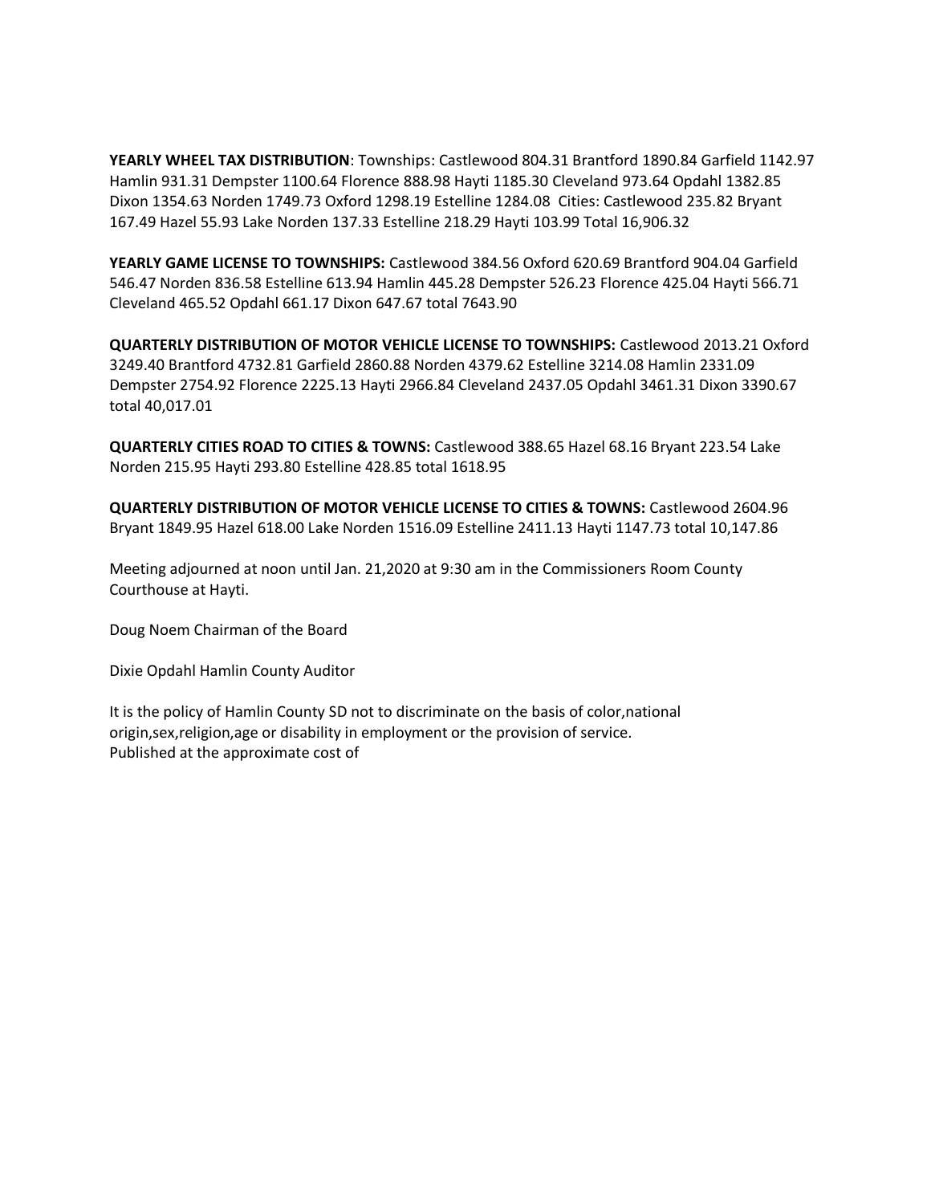**YEARLY WHEEL TAX DISTRIBUTION**: Townships: Castlewood 804.31 Brantford 1890.84 Garfield 1142.97 Hamlin 931.31 Dempster 1100.64 Florence 888.98 Hayti 1185.30 Cleveland 973.64 Opdahl 1382.85 Dixon 1354.63 Norden 1749.73 Oxford 1298.19 Estelline 1284.08 Cities: Castlewood 235.82 Bryant 167.49 Hazel 55.93 Lake Norden 137.33 Estelline 218.29 Hayti 103.99 Total 16,906.32

**YEARLY GAME LICENSE TO TOWNSHIPS:** Castlewood 384.56 Oxford 620.69 Brantford 904.04 Garfield 546.47 Norden 836.58 Estelline 613.94 Hamlin 445.28 Dempster 526.23 Florence 425.04 Hayti 566.71 Cleveland 465.52 Opdahl 661.17 Dixon 647.67 total 7643.90

**QUARTERLY DISTRIBUTION OF MOTOR VEHICLE LICENSE TO TOWNSHIPS:** Castlewood 2013.21 Oxford 3249.40 Brantford 4732.81 Garfield 2860.88 Norden 4379.62 Estelline 3214.08 Hamlin 2331.09 Dempster 2754.92 Florence 2225.13 Hayti 2966.84 Cleveland 2437.05 Opdahl 3461.31 Dixon 3390.67 total 40,017.01

**QUARTERLY CITIES ROAD TO CITIES & TOWNS:** Castlewood 388.65 Hazel 68.16 Bryant 223.54 Lake Norden 215.95 Hayti 293.80 Estelline 428.85 total 1618.95

**QUARTERLY DISTRIBUTION OF MOTOR VEHICLE LICENSE TO CITIES & TOWNS:** Castlewood 2604.96 Bryant 1849.95 Hazel 618.00 Lake Norden 1516.09 Estelline 2411.13 Hayti 1147.73 total 10,147.86

Meeting adjourned at noon until Jan. 21,2020 at 9:30 am in the Commissioners Room County Courthouse at Hayti.

Doug Noem Chairman of the Board

Dixie Opdahl Hamlin County Auditor

It is the policy of Hamlin County SD not to discriminate on the basis of color,national origin,sex,religion,age or disability in employment or the provision of service.
Published at the approximate cost of